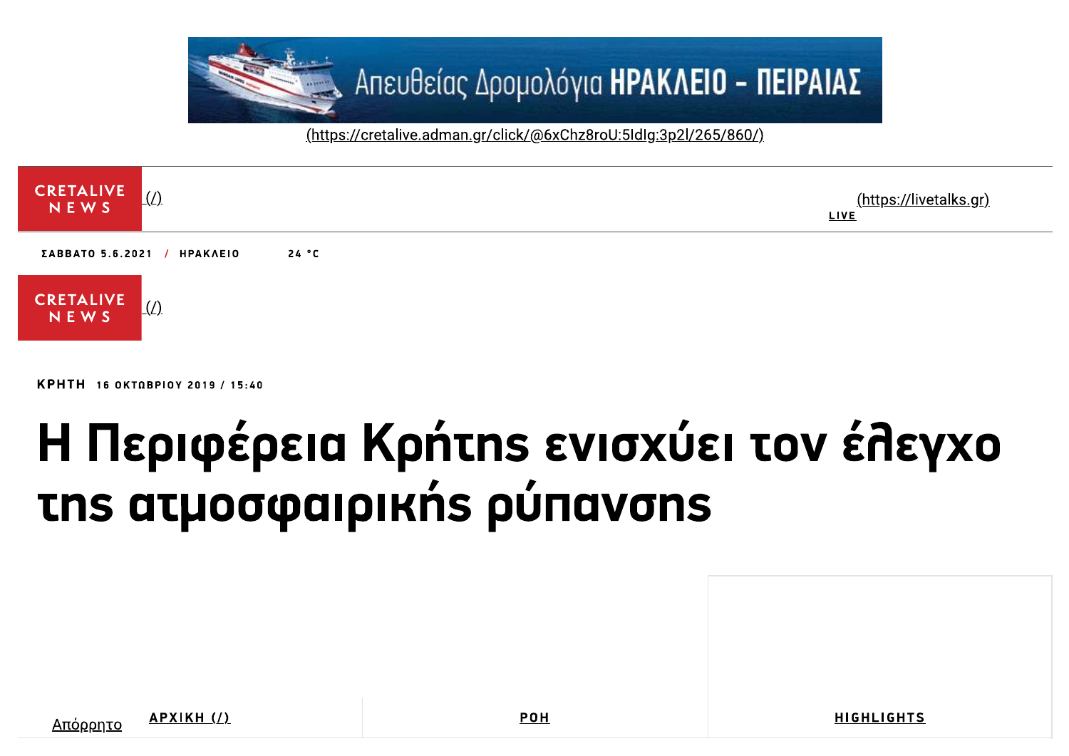Απευθείας Δρομολόγια ΗΡΑΚΛΕΙΟ - ΠΕΙΡΑΙΑΣ

(https://cretalive.adman.gr/click/@6xChz8roU:5ldlg:3p2l/265/860/)

CRETALIVE NEWS (/)

(https://livetalks.gr)
LIVE

ΣΑΒΒΑΤΟ 5.6.2021 / ΗΡΑΚΛΕΙΟ 24 °C

CRETALIVE NEWS (/)

ΚΡΗΤΗ 16 ΟΚΤΩΒΡΙΟΥ 2019 / 15:40

# Η Περιφέρεια Κρήτης ενισχύει τον έλεγχο της ατμοσφαιρικής ρύπανσης

Απόρρητο

ΑΡΧΙΚΗ (/) | ΡΟΗ | HIGHLIGHTS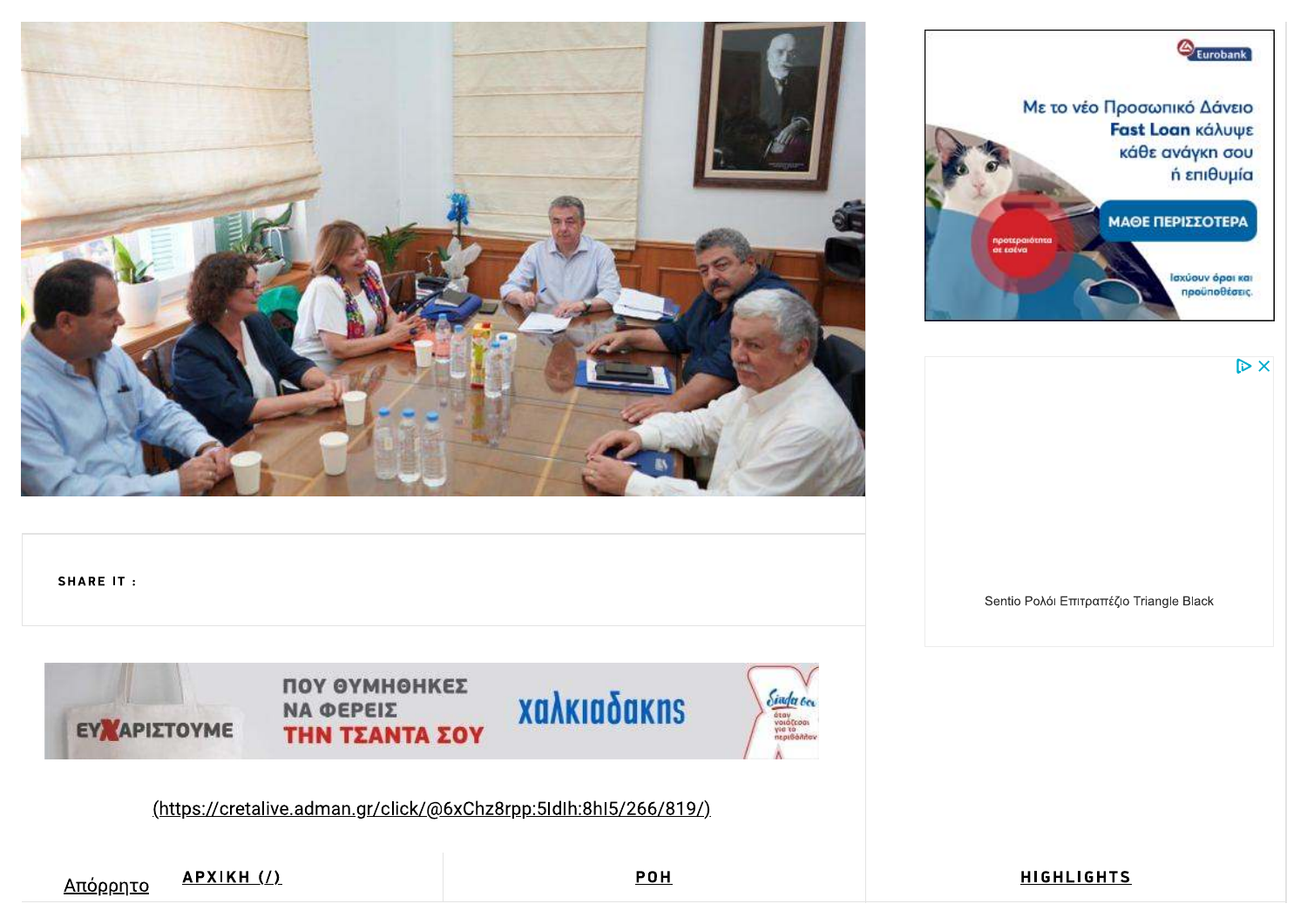SHARE IT :

(https://cretalive.adman.gr/click/@6xChz8rpp:5ldlh:8hl5/266/819/)

Sentio Ρολόι Επιτραπέζιο Triangle Black

Απόρρητο

ΑΡΧΙΚΗ (/)

ΡΟΗ

HIGHLIGHTS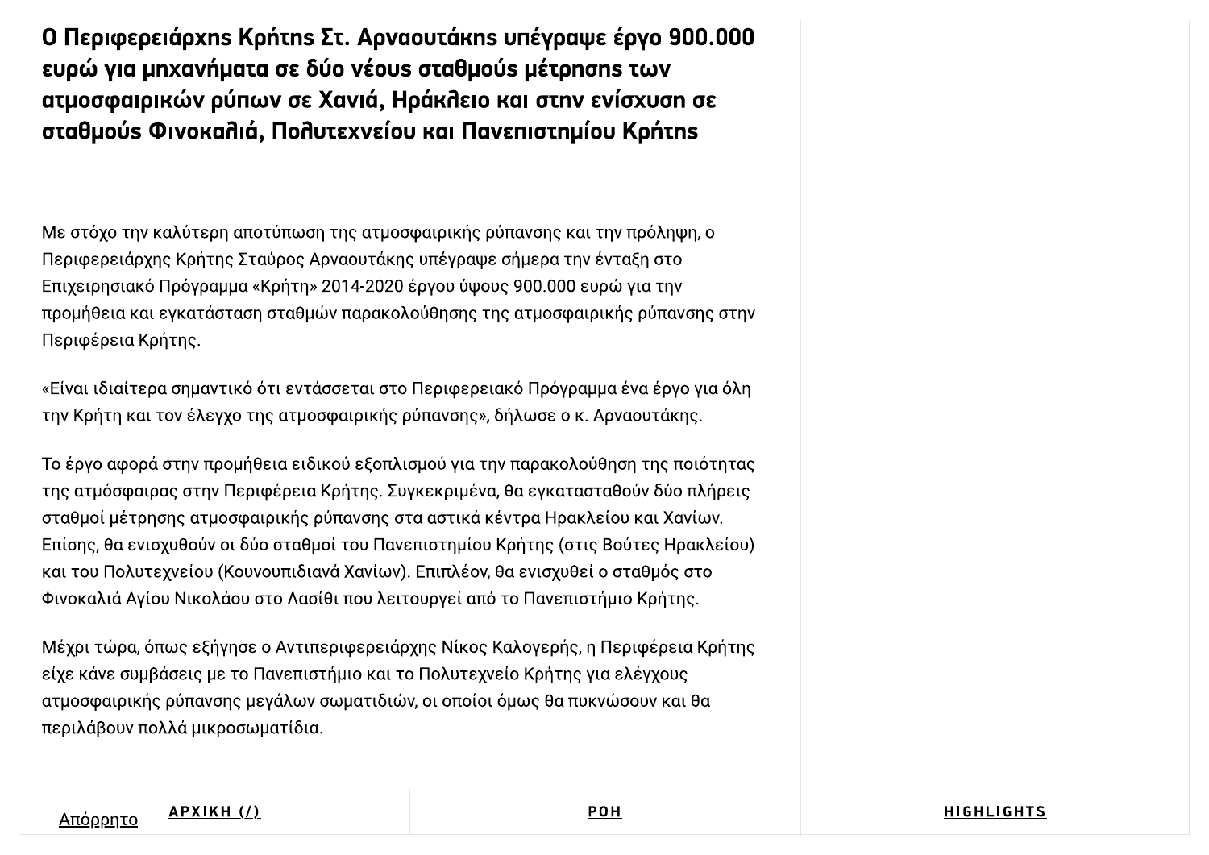# Ο Περιφερειάρχης Κρήτης Στ. Αρναουτάκης υπέγραψε έργο 900.000 ευρώ για μηχανήματα σε δύο νέους σταθμούς μέτρησης των ατμοσφαιρικών ρύπων σε Χανιά, Ηράκλειο και στην ενίσχυση σε σταθμούς Φινοκαλιά, Πολυτεχνείου και Πανεπιστημίου Κρήτης

Με στόχο την καλύτερη αποτύπωση της ατμοσφαιρικής ρύπανσης και την πρόληψη, ο Περιφερειάρχης Κρήτης Σταύρος Αρναουτάκης υπέγραψε σήμερα την ένταξη στο Επιχειρησιακό Πρόγραμμα «Κρήτη» 2014-2020 έργου ύψους 900.000 ευρώ για την προμήθεια και εγκατάσταση σταθμών παρακολούθησης της ατμοσφαιρικής ρύπανσης στην Περιφέρεια Κρήτης.

«Είναι ιδιαίτερα σημαντικό ότι εντάσσεται στο Περιφερειακό Πρόγραμμα ένα έργο για όλη την Κρήτη και τον έλεγχο της ατμοσφαιρικής ρύπανσης», δήλωσε ο κ. Αρναουτάκης.

Το έργο αφορά στην προμήθεια ειδικού εξοπλισμού για την παρακολούθηση της ποιότητας της ατμόσφαιρας στην Περιφέρεια Κρήτης. Συγκεκριμένα, θα εγκατασταθούν δύο πλήρεις σταθμοί μέτρησης ατμοσφαιρικής ρύπανσης στα αστικά κέντρα Ηρακλείου και Χανίων. Επίσης, θα ενισχυθούν οι δύο σταθμοί του Πανεπιστημίου Κρήτης (στις Βούτες Ηρακλείου) και του Πολυτεχνείου (Κουνουπιδιανά Χανίων). Επιπλέον, θα ενισχυθεί ο σταθμός στο Φινοκαλιά Αγίου Νικολάου στο Λασίθι που λειτουργεί από το Πανεπιστήμιο Κρήτης.

Μέχρι τώρα, όπως εξήγησε ο Αντιπεριφερειάρχης Νίκος Καλογερής, η Περιφέρεια Κρήτης είχε κάνε συμβάσεις με το Πανεπιστήμιο και το Πολυτεχνείο Κρήτης για ελέγχους ατμοσφαιρικής ρύπανσης μεγάλων σωματιδιών, οι οποίοι όμως θα πυκνώσουν και θα περιλάβουν πολλά μικροσωματίδια.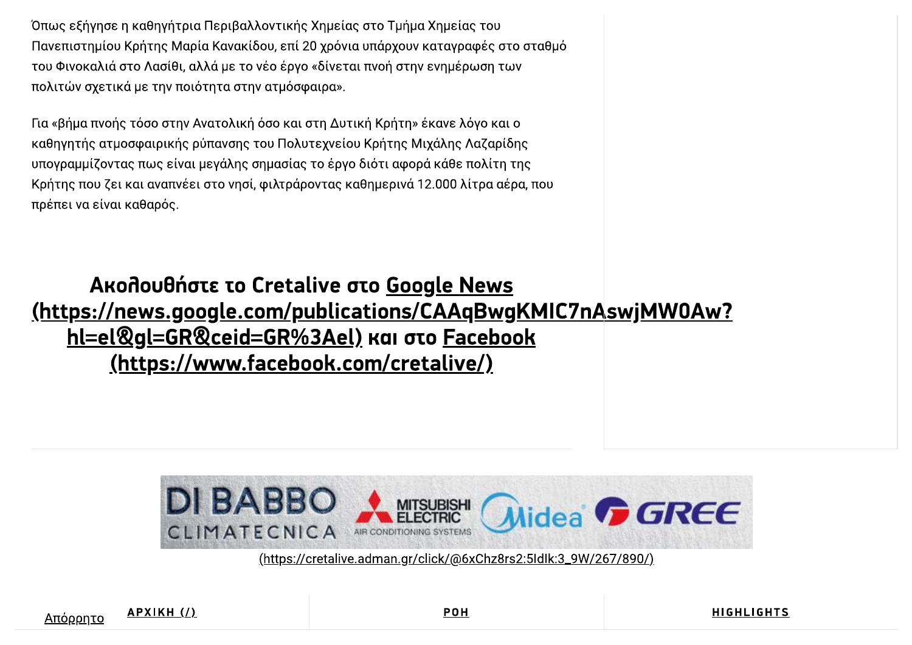Όπως εξήγησε η καθηγήτρια Περιβαλλοντικής Χημείας στο Τμήμα Χημείας του Πανεπιστημίου Κρήτης Μαρία Κανακίδου, επί 20 χρόνια υπάρχουν καταγραφές στο σταθμό του Φινοκαλιά στο Λασίθι, αλλά με το νέο έργο «δίνεται πνοή στην ενημέρωση των πολιτών σχετικά με την ποιότητα στην ατμόσφαιρα».

Για «βήμα πνοής τόσο στην Ανατολική όσο και στη Δυτική Κρήτη» έκανε λόγο και ο καθηγητής ατμοσφαιρικής ρύπανσης του Πολυτεχνείου Κρήτης Μιχάλης Λαζαρίδης υπογραμμίζοντας πως είναι μεγάλης σημασίας το έργο διότι αφορά κάθε πολίτη της Κρήτης που ζει και αναπνέει στο νησί, φιλτράροντας καθημερινά 12.000 λίτρα αέρα, που πρέπει να είναι καθαρός.

**Ακολουθήστε το Cretalive στο Google News (https://news.google.com/publications/CAAqBwgKMIC7nAswjMW0Aw?hl=el&gl=GR&ceid=GR%3Ael) και στο Facebook (https://www.facebook.com/cretalive/)**

(https://cretalive.adman.gr/click/@6xChz8rs2:5ldlk:3_9W/267/890/)

Απόρρητο ΑΡΧΙΚΗ (/) ΡΟΗ HIGHLIGHTS